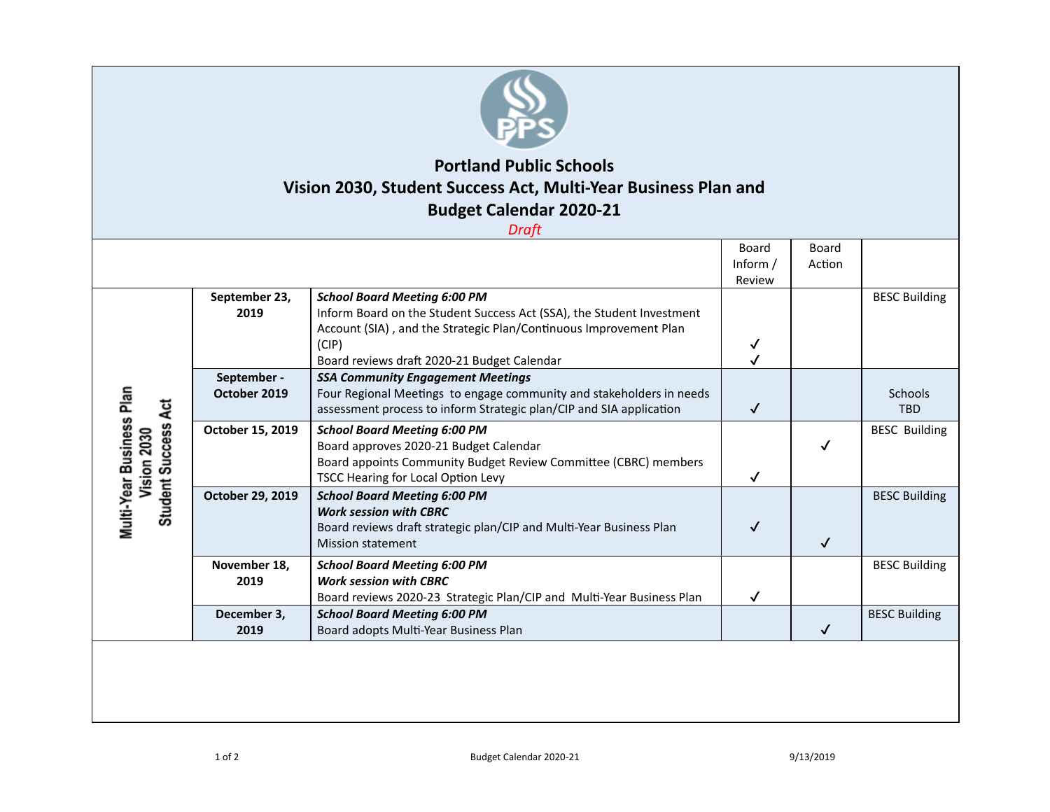# Portland Public Schools

## Vision 2030, Student Success Act, Multi-Year Business Plan and Budget Calendar 2020-21

*Draft*

| | Date | Activity | Board Inform / Review | Board Action | Location |
|---|---|---|---|---|---|
| Multi-Year Business Plan Vision 2030 Student Success Act | **September 23, 2019** | ***School Board Meeting 6:00 PM***<br>Inform Board on the Student Success Act (SSA), the Student Investment Account (SIA) , and the Strategic Plan/Continuous Improvement Plan (CIP)<br>Board reviews draft 2020-21 Budget Calendar | ✓<br>✓ | | BESC Building |
| | **September - October 2019** | ***SSA Community Engagement Meetings***<br>Four Regional Meetings to engage community and stakeholders in needs assessment process to inform Strategic plan/CIP and SIA application | ✓ | | Schools TBD |
| | **October 15, 2019** | ***School Board Meeting 6:00 PM***<br>Board approves 2020-21 Budget Calendar<br>Board appoints Community Budget Review Committee (CBRC) members<br>TSCC Hearing for Local Option Levy | ✓ | ✓ | BESC Building |
| | **October 29, 2019** | ***School Board Meeting 6:00 PM***<br>***Work session with CBRC***<br>Board reviews draft strategic plan/CIP and Multi-Year Business Plan<br>Mission statement | ✓ | ✓ | BESC Building |
| | **November 18, 2019** | ***School Board Meeting 6:00 PM***<br>***Work session with CBRC***<br>Board reviews 2020-23 Strategic Plan/CIP and Multi-Year Business Plan | ✓ | | BESC Building |
| | **December 3, 2019** | ***School Board Meeting 6:00 PM***<br>Board adopts Multi-Year Business Plan | | ✓ | BESC Building |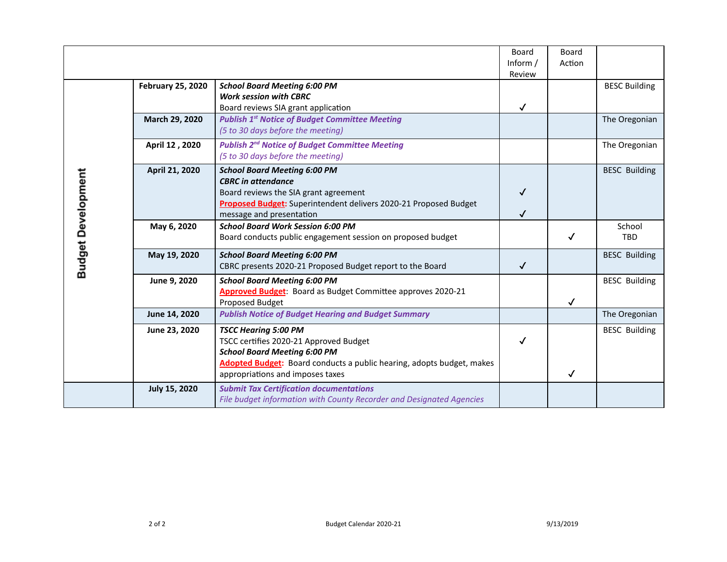| | | | Board Inform / Review | Board Action | |
|---|---|---|---|---|---|
| Budget Development | **February 25, 2020** | ***School Board Meeting 6:00 PM*** <br> ***Work session with CBRC*** <br> Board reviews SIA grant application | ✓ | | BESC Building |
| | **March 29, 2020** | ***Publish 1st Notice of Budget Committee Meeting*** <br> *(5 to 30 days before the meeting)* | | | The Oregonian |
| | **April 12 , 2020** | ***Publish 2nd Notice of Budget Committee Meeting*** <br> *(5 to 30 days before the meeting)* | | | The Oregonian |
| | **April 21, 2020** | ***School Board Meeting 6:00 PM*** <br> ***CBRC in attendance*** <br> Board reviews the SIA grant agreement <br> **Proposed Budget:** Superintendent delivers 2020-21 Proposed Budget message and presentation | ✓ <br> ✓ | | BESC Building |
| | **May 6, 2020** | ***School Board Work Session 6:00 PM*** <br> Board conducts public engagement session on proposed budget | | ✓ | School TBD |
| | **May 19, 2020** | ***School Board Meeting 6:00 PM*** <br> CBRC presents 2020-21 Proposed Budget report to the Board | ✓ | | BESC Building |
| | **June 9, 2020** | ***School Board Meeting 6:00 PM*** <br> **Approved Budget**: Board as Budget Committee approves 2020-21 Proposed Budget | | ✓ | BESC Building |
| | **June 14, 2020** | ***Publish Notice of Budget Hearing and Budget Summary*** | | | The Oregonian |
| | **June 23, 2020** | ***TSCC Hearing 5:00 PM*** <br> TSCC certifies 2020-21 Approved Budget <br> ***School Board Meeting 6:00 PM*** <br> **Adopted Budget:** Board conducts a public hearing, adopts budget, makes appropriations and imposes taxes | ✓ | ✓ | BESC Building |
| | **July 15, 2020** | ***Submit Tax Certification documentations*** <br> *File budget information with County Recorder and Designated Agencies* | | | |